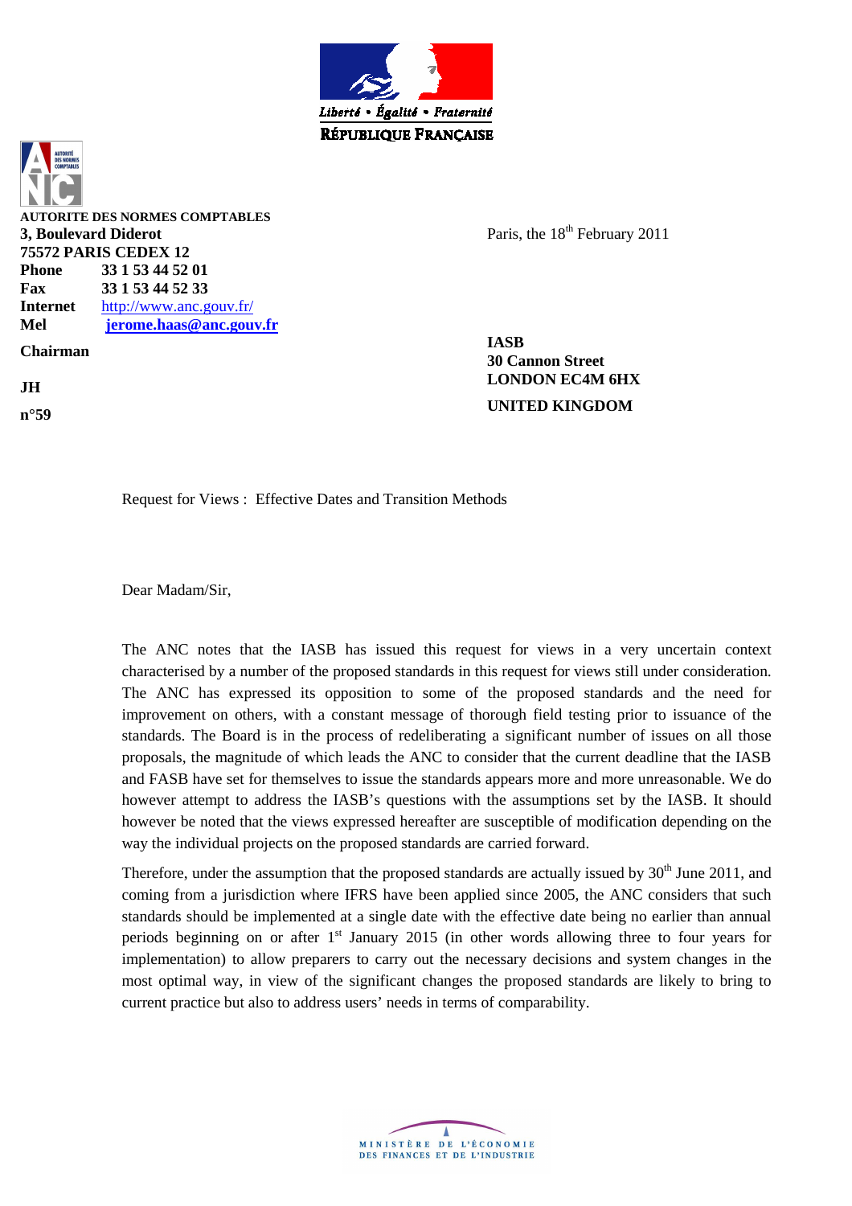Liberté • Égalité • Fraternité

RÉPUBLIQUE FRANÇAISE

**AUTORITE DES NORMES COMPTABLES**
**3, Boulevard Diderot**
**75572 PARIS CEDEX 12**
**Phone** **33 1 53 44 52 01**
**Fax** **33 1 53 44 52 33**
**Internet** http://www.anc.gouv.fr/
**Mel** **jerome.haas@anc.gouv.fr**

**Chairman**

**JH**

**n°59**

Paris, the 18th February 2011

**IASB**
**30 Cannon Street**
**LONDON EC4M 6HX**

**UNITED KINGDOM**

Request for Views : Effective Dates and Transition Methods

Dear Madam/Sir,

The ANC notes that the IASB has issued this request for views in a very uncertain context characterised by a number of the proposed standards in this request for views still under consideration. The ANC has expressed its opposition to some of the proposed standards and the need for improvement on others, with a constant message of thorough field testing prior to issuance of the standards. The Board is in the process of redeliberating a significant number of issues on all those proposals, the magnitude of which leads the ANC to consider that the current deadline that the IASB and FASB have set for themselves to issue the standards appears more and more unreasonable. We do however attempt to address the IASB's questions with the assumptions set by the IASB. It should however be noted that the views expressed hereafter are susceptible of modification depending on the way the individual projects on the proposed standards are carried forward.

Therefore, under the assumption that the proposed standards are actually issued by 30th June 2011, and coming from a jurisdiction where IFRS have been applied since 2005, the ANC considers that such standards should be implemented at a single date with the effective date being no earlier than annual periods beginning on or after 1st January 2015 (in other words allowing three to four years for implementation) to allow preparers to carry out the necessary decisions and system changes in the most optimal way, in view of the significant changes the proposed standards are likely to bring to current practice but also to address users' needs in terms of comparability.

MINISTÈRE DE L'ÉCONOMIE DES FINANCES ET DE L'INDUSTRIE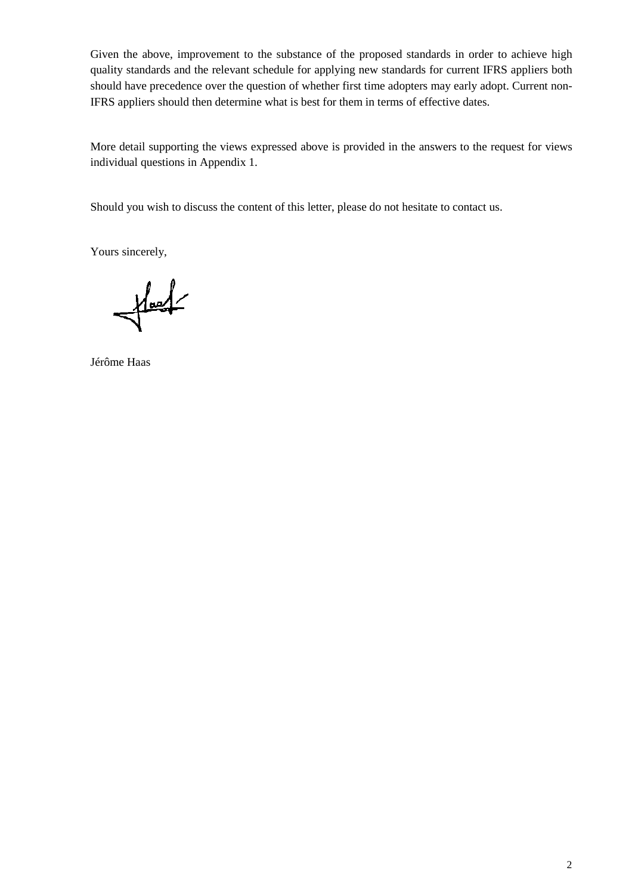Given the above, improvement to the substance of the proposed standards in order to achieve high quality standards and the relevant schedule for applying new standards for current IFRS appliers both should have precedence over the question of whether first time adopters may early adopt. Current non-IFRS appliers should then determine what is best for them in terms of effective dates.

More detail supporting the views expressed above is provided in the answers to the request for views individual questions in Appendix 1.

Should you wish to discuss the content of this letter, please do not hesitate to contact us.

Yours sincerely,

Jérôme Haas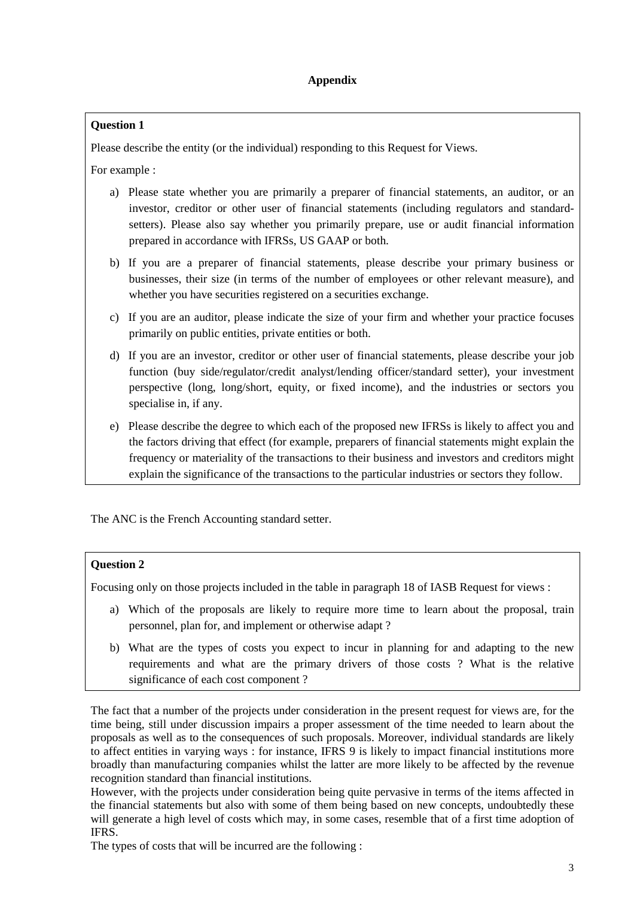## Appendix

**Question 1**

Please describe the entity (or the individual) responding to this Request for Views.

For example :

a) Please state whether you are primarily a preparer of financial statements, an auditor, or an investor, creditor or other user of financial statements (including regulators and standard-setters). Please also say whether you primarily prepare, use or audit financial information prepared in accordance with IFRSs, US GAAP or both.

b) If you are a preparer of financial statements, please describe your primary business or businesses, their size (in terms of the number of employees or other relevant measure), and whether you have securities registered on a securities exchange.

c) If you are an auditor, please indicate the size of your firm and whether your practice focuses primarily on public entities, private entities or both.

d) If you are an investor, creditor or other user of financial statements, please describe your job function (buy side/regulator/credit analyst/lending officer/standard setter), your investment perspective (long, long/short, equity, or fixed income), and the industries or sectors you specialise in, if any.

e) Please describe the degree to which each of the proposed new IFRSs is likely to affect you and the factors driving that effect (for example, preparers of financial statements might explain the frequency or materiality of the transactions to their business and investors and creditors might explain the significance of the transactions to the particular industries or sectors they follow.

The ANC is the French Accounting standard setter.

**Question 2**

Focusing only on those projects included in the table in paragraph 18 of IASB Request for views :

a) Which of the proposals are likely to require more time to learn about the proposal, train personnel, plan for, and implement or otherwise adapt ?

b) What are the types of costs you expect to incur in planning for and adapting to the new requirements and what are the primary drivers of those costs ? What is the relative significance of each cost component ?

The fact that a number of the projects under consideration in the present request for views are, for the time being, still under discussion impairs a proper assessment of the time needed to learn about the proposals as well as to the consequences of such proposals. Moreover, individual standards are likely to affect entities in varying ways : for instance, IFRS 9 is likely to impact financial institutions more broadly than manufacturing companies whilst the latter are more likely to be affected by the revenue recognition standard than financial institutions.

However, with the projects under consideration being quite pervasive in terms of the items affected in the financial statements but also with some of them being based on new concepts, undoubtedly these will generate a high level of costs which may, in some cases, resemble that of a first time adoption of IFRS.

The types of costs that will be incurred are the following :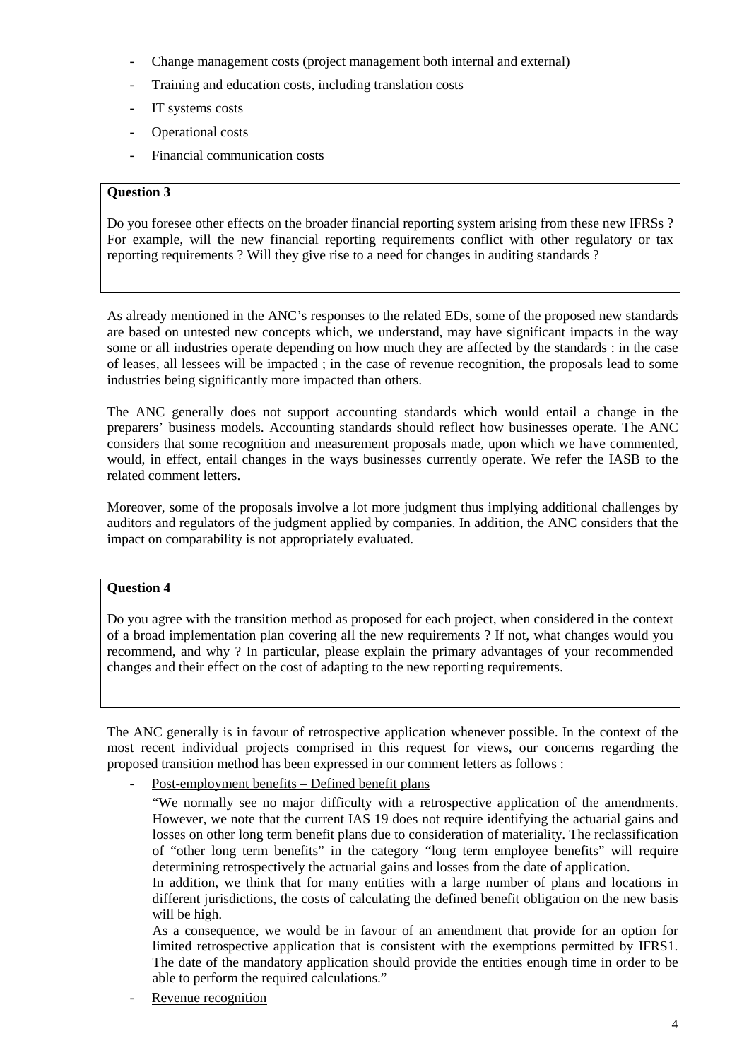- Change management costs (project management both internal and external)
- Training and education costs, including translation costs
- IT systems costs
- Operational costs
- Financial communication costs

**Question 3**

Do you foresee other effects on the broader financial reporting system arising from these new IFRSs ? For example, will the new financial reporting requirements conflict with other regulatory or tax reporting requirements ? Will they give rise to a need for changes in auditing standards ?

As already mentioned in the ANC's responses to the related EDs, some of the proposed new standards are based on untested new concepts which, we understand, may have significant impacts in the way some or all industries operate depending on how much they are affected by the standards : in the case of leases, all lessees will be impacted ; in the case of revenue recognition, the proposals lead to some industries being significantly more impacted than others.

The ANC generally does not support accounting standards which would entail a change in the preparers' business models. Accounting standards should reflect how businesses operate. The ANC considers that some recognition and measurement proposals made, upon which we have commented, would, in effect, entail changes in the ways businesses currently operate. We refer the IASB to the related comment letters.

Moreover, some of the proposals involve a lot more judgment thus implying additional challenges by auditors and regulators of the judgment applied by companies. In addition, the ANC considers that the impact on comparability is not appropriately evaluated.

**Question 4**

Do you agree with the transition method as proposed for each project, when considered in the context of a broad implementation plan covering all the new requirements ? If not, what changes would you recommend, and why ? In particular, please explain the primary advantages of your recommended changes and their effect on the cost of adapting to the new reporting requirements.

The ANC generally is in favour of retrospective application whenever possible. In the context of the most recent individual projects comprised in this request for views, our concerns regarding the proposed transition method has been expressed in our comment letters as follows :

- <u>Post-employment benefits – Defined benefit plans</u>

  "We normally see no major difficulty with a retrospective application of the amendments. However, we note that the current IAS 19 does not require identifying the actuarial gains and losses on other long term benefit plans due to consideration of materiality. The reclassification of "other long term benefits" in the category "long term employee benefits" will require determining retrospectively the actuarial gains and losses from the date of application.
  In addition, we think that for many entities with a large number of plans and locations in different jurisdictions, the costs of calculating the defined benefit obligation on the new basis will be high.
  As a consequence, we would be in favour of an amendment that provide for an option for limited retrospective application that is consistent with the exemptions permitted by IFRS1. The date of the mandatory application should provide the entities enough time in order to be able to perform the required calculations."

- <u>Revenue recognition</u>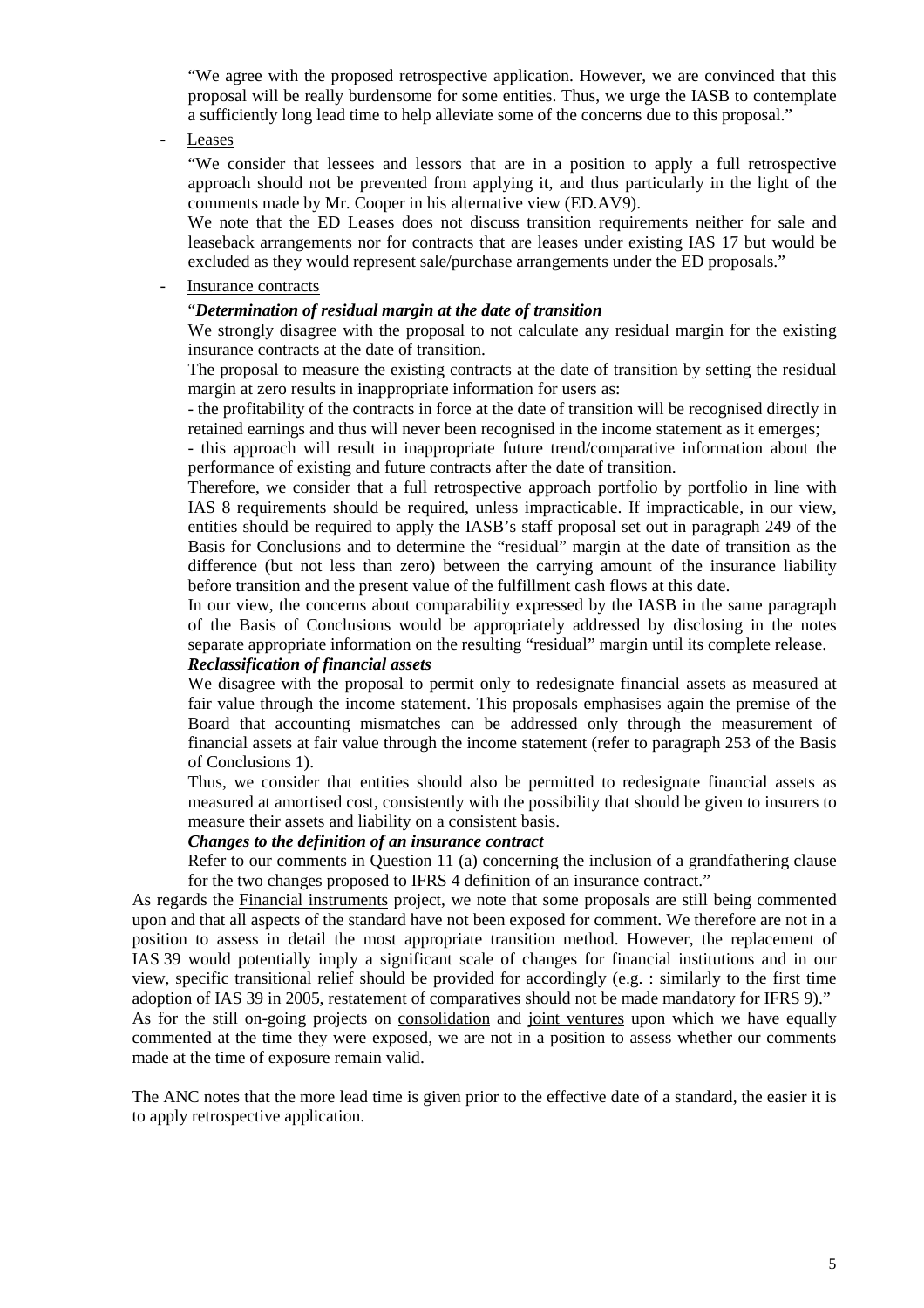"We agree with the proposed retrospective application. However, we are convinced that this proposal will be really burdensome for some entities. Thus, we urge the IASB to contemplate a sufficiently long lead time to help alleviate some of the concerns due to this proposal."

- Leases

"We consider that lessees and lessors that are in a position to apply a full retrospective approach should not be prevented from applying it, and thus particularly in the light of the comments made by Mr. Cooper in his alternative view (ED.AV9).

We note that the ED Leases does not discuss transition requirements neither for sale and leaseback arrangements nor for contracts that are leases under existing IAS 17 but would be excluded as they would represent sale/purchase arrangements under the ED proposals."

- Insurance contracts

"***Determination of residual margin at the date of transition***

We strongly disagree with the proposal to not calculate any residual margin for the existing insurance contracts at the date of transition.

The proposal to measure the existing contracts at the date of transition by setting the residual margin at zero results in inappropriate information for users as:

- the profitability of the contracts in force at the date of transition will be recognised directly in retained earnings and thus will never been recognised in the income statement as it emerges;
- this approach will result in inappropriate future trend/comparative information about the performance of existing and future contracts after the date of transition.

Therefore, we consider that a full retrospective approach portfolio by portfolio in line with IAS 8 requirements should be required, unless impracticable. If impracticable, in our view, entities should be required to apply the IASB's staff proposal set out in paragraph 249 of the Basis for Conclusions and to determine the "residual" margin at the date of transition as the difference (but not less than zero) between the carrying amount of the insurance liability before transition and the present value of the fulfillment cash flows at this date.

In our view, the concerns about comparability expressed by the IASB in the same paragraph of the Basis of Conclusions would be appropriately addressed by disclosing in the notes separate appropriate information on the resulting "residual" margin until its complete release.

***Reclassification of financial assets***

We disagree with the proposal to permit only to redesignate financial assets as measured at fair value through the income statement. This proposals emphasises again the premise of the Board that accounting mismatches can be addressed only through the measurement of financial assets at fair value through the income statement (refer to paragraph 253 of the Basis of Conclusions 1).

Thus, we consider that entities should also be permitted to redesignate financial assets as measured at amortised cost, consistently with the possibility that should be given to insurers to measure their assets and liability on a consistent basis.

***Changes to the definition of an insurance contract***

Refer to our comments in Question 11 (a) concerning the inclusion of a grandfathering clause for the two changes proposed to IFRS 4 definition of an insurance contract."

As regards the Financial instruments project, we note that some proposals are still being commented upon and that all aspects of the standard have not been exposed for comment. We therefore are not in a position to assess in detail the most appropriate transition method. However, the replacement of IAS 39 would potentially imply a significant scale of changes for financial institutions and in our view, specific transitional relief should be provided for accordingly (e.g. : similarly to the first time adoption of IAS 39 in 2005, restatement of comparatives should not be made mandatory for IFRS 9)."

As for the still on-going projects on consolidation and joint ventures upon which we have equally commented at the time they were exposed, we are not in a position to assess whether our comments made at the time of exposure remain valid.

The ANC notes that the more lead time is given prior to the effective date of a standard, the easier it is to apply retrospective application.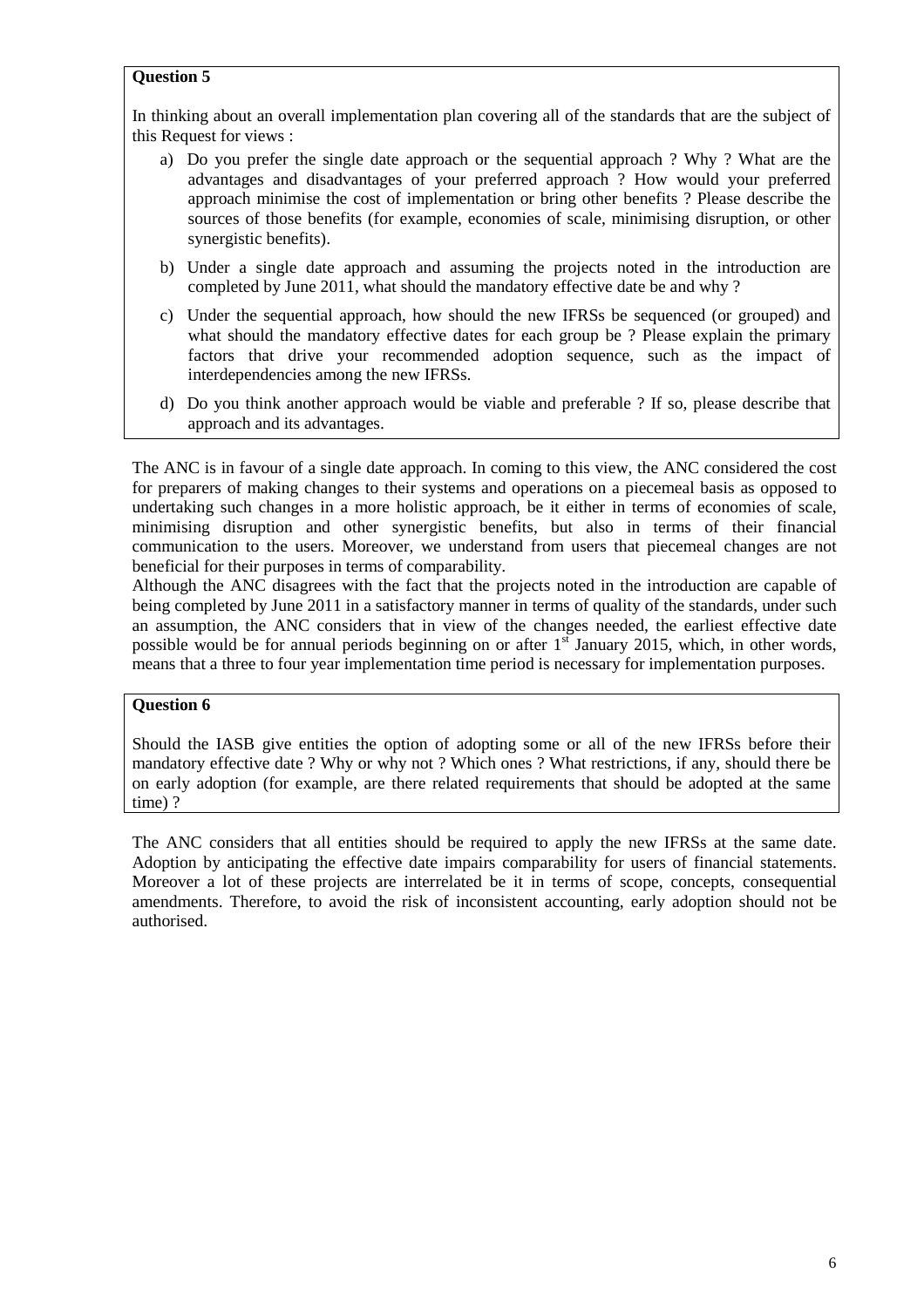**Question 5**

In thinking about an overall implementation plan covering all of the standards that are the subject of this Request for views :

a) Do you prefer the single date approach or the sequential approach ? Why ? What are the advantages and disadvantages of your preferred approach ? How would your preferred approach minimise the cost of implementation or bring other benefits ? Please describe the sources of those benefits (for example, economies of scale, minimising disruption, or other synergistic benefits).

b) Under a single date approach and assuming the projects noted in the introduction are completed by June 2011, what should the mandatory effective date be and why ?

c) Under the sequential approach, how should the new IFRSs be sequenced (or grouped) and what should the mandatory effective dates for each group be ? Please explain the primary factors that drive your recommended adoption sequence, such as the impact of interdependencies among the new IFRSs.

d) Do you think another approach would be viable and preferable ? If so, please describe that approach and its advantages.

The ANC is in favour of a single date approach. In coming to this view, the ANC considered the cost for preparers of making changes to their systems and operations on a piecemeal basis as opposed to undertaking such changes in a more holistic approach, be it either in terms of economies of scale, minimising disruption and other synergistic benefits, but also in terms of their financial communication to the users. Moreover, we understand from users that piecemeal changes are not beneficial for their purposes in terms of comparability.

Although the ANC disagrees with the fact that the projects noted in the introduction are capable of being completed by June 2011 in a satisfactory manner in terms of quality of the standards, under such an assumption, the ANC considers that in view of the changes needed, the earliest effective date possible would be for annual periods beginning on or after 1st January 2015, which, in other words, means that a three to four year implementation time period is necessary for implementation purposes.

**Question 6**

Should the IASB give entities the option of adopting some or all of the new IFRSs before their mandatory effective date ? Why or why not ? Which ones ? What restrictions, if any, should there be on early adoption (for example, are there related requirements that should be adopted at the same time) ?

The ANC considers that all entities should be required to apply the new IFRSs at the same date. Adoption by anticipating the effective date impairs comparability for users of financial statements. Moreover a lot of these projects are interrelated be it in terms of scope, concepts, consequential amendments. Therefore, to avoid the risk of inconsistent accounting, early adoption should not be authorised.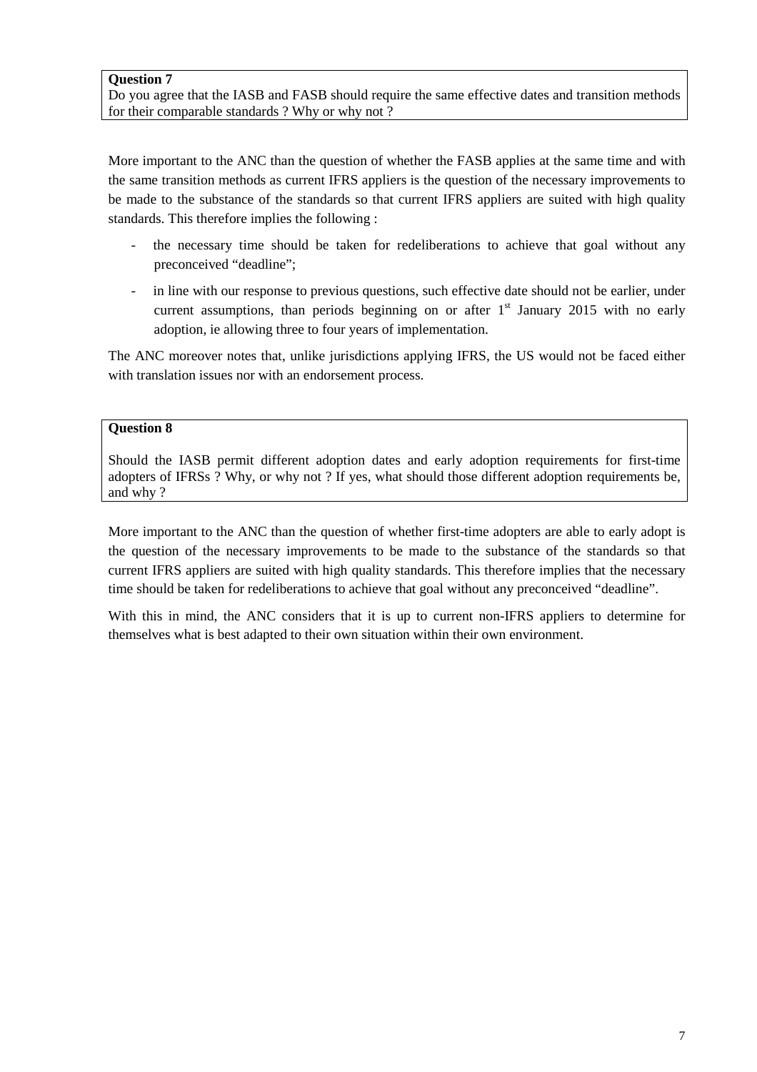**Question 7**

Do you agree that the IASB and FASB should require the same effective dates and transition methods for their comparable standards ? Why or why not ?

More important to the ANC than the question of whether the FASB applies at the same time and with the same transition methods as current IFRS appliers is the question of the necessary improvements to be made to the substance of the standards so that current IFRS appliers are suited with high quality standards. This therefore implies the following :

- the necessary time should be taken for redeliberations to achieve that goal without any preconceived "deadline";
- in line with our response to previous questions, such effective date should not be earlier, under current assumptions, than periods beginning on or after 1st January 2015 with no early adoption, ie allowing three to four years of implementation.

The ANC moreover notes that, unlike jurisdictions applying IFRS, the US would not be faced either with translation issues nor with an endorsement process.

**Question 8**

Should the IASB permit different adoption dates and early adoption requirements for first-time adopters of IFRSs ? Why, or why not ? If yes, what should those different adoption requirements be, and why ?

More important to the ANC than the question of whether first-time adopters are able to early adopt is the question of the necessary improvements to be made to the substance of the standards so that current IFRS appliers are suited with high quality standards. This therefore implies that the necessary time should be taken for redeliberations to achieve that goal without any preconceived "deadline".

With this in mind, the ANC considers that it is up to current non-IFRS appliers to determine for themselves what is best adapted to their own situation within their own environment.